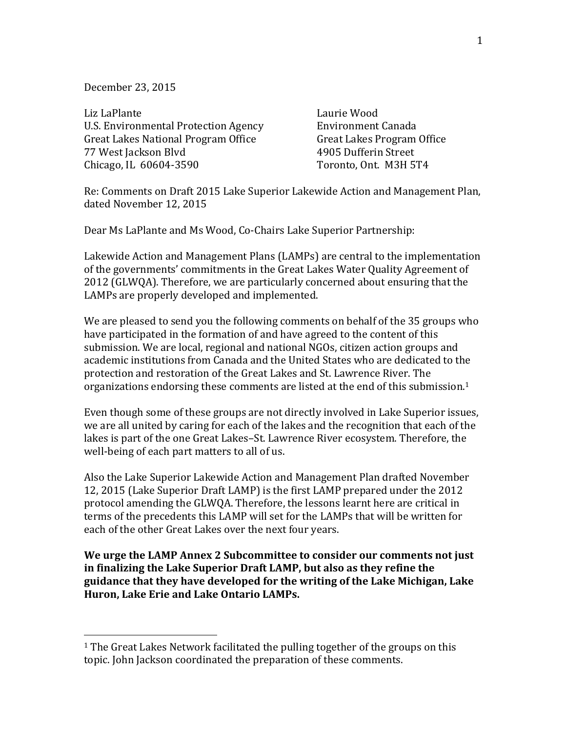December 23, 2015

Liz LaPlante
U.S. Environmental Protection Agency
Great Lakes National Program Office
77 West Jackson Blvd
Chicago, IL 60604-3590

Laurie Wood
Environment Canada
Great Lakes Program Office
4905 Dufferin Street
Toronto, Ont. M3H 5T4

Re: Comments on Draft 2015 Lake Superior Lakewide Action and Management Plan, dated November 12, 2015

Dear Ms LaPlante and Ms Wood, Co-Chairs Lake Superior Partnership:

Lakewide Action and Management Plans (LAMPs) are central to the implementation of the governments' commitments in the Great Lakes Water Quality Agreement of 2012 (GLWQA). Therefore, we are particularly concerned about ensuring that the LAMPs are properly developed and implemented.

We are pleased to send you the following comments on behalf of the 35 groups who have participated in the formation of and have agreed to the content of this submission. We are local, regional and national NGOs, citizen action groups and academic institutions from Canada and the United States who are dedicated to the protection and restoration of the Great Lakes and St. Lawrence River. The organizations endorsing these comments are listed at the end of this submission.[1]

Even though some of these groups are not directly involved in Lake Superior issues, we are all united by caring for each of the lakes and the recognition that each of the lakes is part of the one Great Lakes–St. Lawrence River ecosystem. Therefore, the well-being of each part matters to all of us.

Also the Lake Superior Lakewide Action and Management Plan drafted November 12, 2015 (Lake Superior Draft LAMP) is the first LAMP prepared under the 2012 protocol amending the GLWQA. Therefore, the lessons learnt here are critical in terms of the precedents this LAMP will set for the LAMPs that will be written for each of the other Great Lakes over the next four years.

**We urge the LAMP Annex 2 Subcommittee to consider our comments not just in finalizing the Lake Superior Draft LAMP, but also as they refine the guidance that they have developed for the writing of the Lake Michigan, Lake Huron, Lake Erie and Lake Ontario LAMPs.**

---

[1] The Great Lakes Network facilitated the pulling together of the groups on this topic. John Jackson coordinated the preparation of these comments.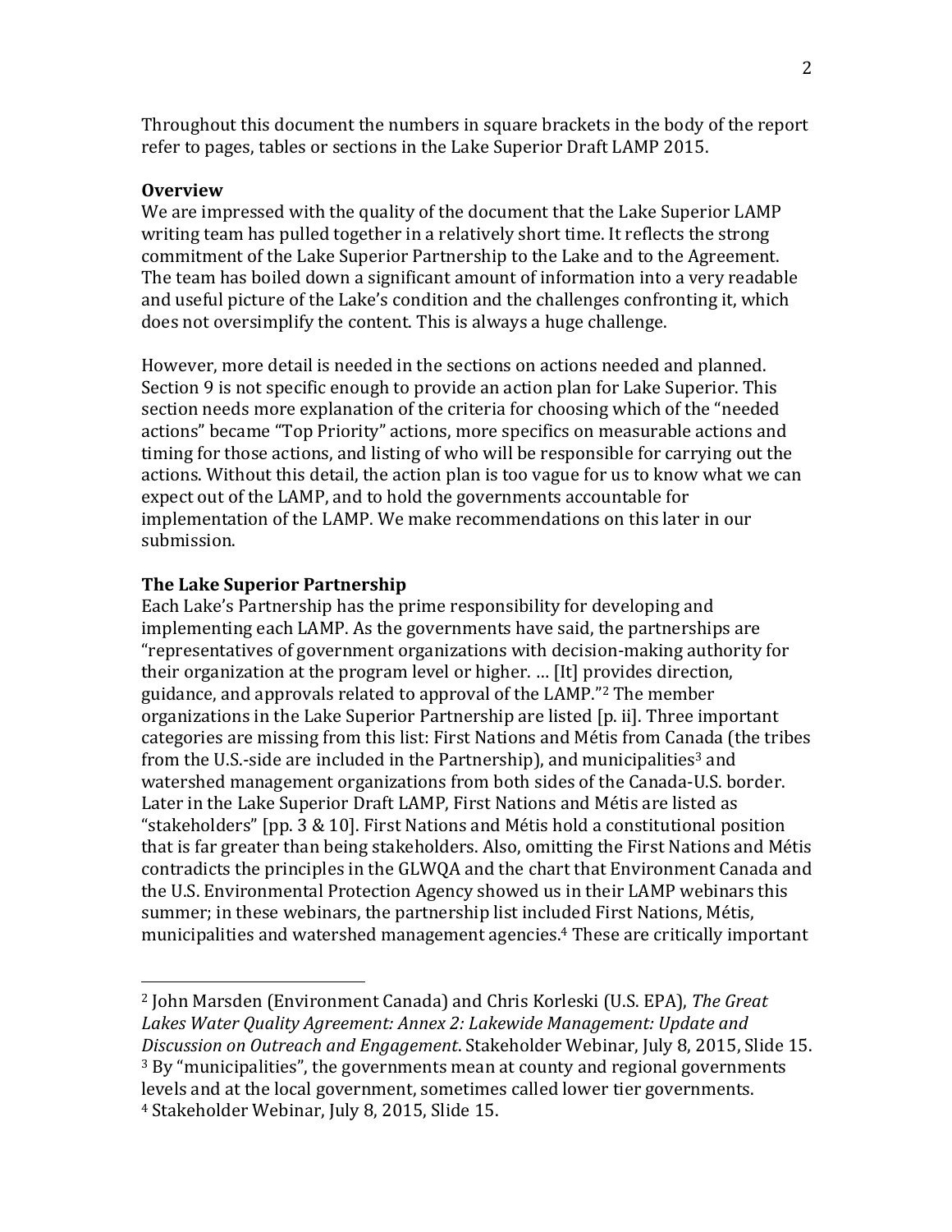Throughout this document the numbers in square brackets in the body of the report refer to pages, tables or sections in the Lake Superior Draft LAMP 2015.

**Overview**

We are impressed with the quality of the document that the Lake Superior LAMP writing team has pulled together in a relatively short time. It reflects the strong commitment of the Lake Superior Partnership to the Lake and to the Agreement. The team has boiled down a significant amount of information into a very readable and useful picture of the Lake's condition and the challenges confronting it, which does not oversimplify the content. This is always a huge challenge.

However, more detail is needed in the sections on actions needed and planned. Section 9 is not specific enough to provide an action plan for Lake Superior. This section needs more explanation of the criteria for choosing which of the "needed actions" became "Top Priority" actions, more specifics on measurable actions and timing for those actions, and listing of who will be responsible for carrying out the actions. Without this detail, the action plan is too vague for us to know what we can expect out of the LAMP, and to hold the governments accountable for implementation of the LAMP. We make recommendations on this later in our submission.

**The Lake Superior Partnership**

Each Lake's Partnership has the prime responsibility for developing and implementing each LAMP. As the governments have said, the partnerships are "representatives of government organizations with decision-making authority for their organization at the program level or higher. … [It] provides direction, guidance, and approvals related to approval of the LAMP."[2] The member organizations in the Lake Superior Partnership are listed [p. ii]. Three important categories are missing from this list: First Nations and Métis from Canada (the tribes from the U.S.-side are included in the Partnership), and municipalities[3] and watershed management organizations from both sides of the Canada-U.S. border. Later in the Lake Superior Draft LAMP, First Nations and Métis are listed as "stakeholders" [pp. 3 & 10]. First Nations and Métis hold a constitutional position that is far greater than being stakeholders. Also, omitting the First Nations and Métis contradicts the principles in the GLWQA and the chart that Environment Canada and the U.S. Environmental Protection Agency showed us in their LAMP webinars this summer; in these webinars, the partnership list included First Nations, Métis, municipalities and watershed management agencies.[4] These are critically important

---

[2] John Marsden (Environment Canada) and Chris Korleski (U.S. EPA), *The Great Lakes Water Quality Agreement: Annex 2: Lakewide Management: Update and Discussion on Outreach and Engagement*. Stakeholder Webinar, July 8, 2015, Slide 15.

[3] By "municipalities", the governments mean at county and regional governments levels and at the local government, sometimes called lower tier governments.

[4] Stakeholder Webinar, July 8, 2015, Slide 15.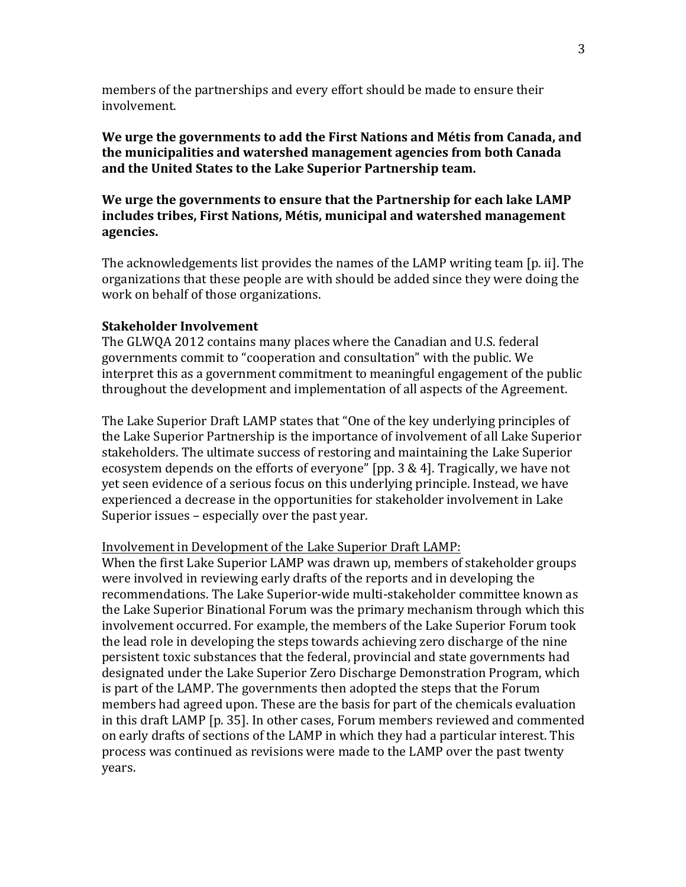members of the partnerships and every effort should be made to ensure their involvement.

**We urge the governments to add the First Nations and Métis from Canada, and the municipalities and watershed management agencies from both Canada and the United States to the Lake Superior Partnership team.**

**We urge the governments to ensure that the Partnership for each lake LAMP includes tribes, First Nations, Métis, municipal and watershed management agencies.**

The acknowledgements list provides the names of the LAMP writing team [p. ii]. The organizations that these people are with should be added since they were doing the work on behalf of those organizations.

**Stakeholder Involvement**

The GLWQA 2012 contains many places where the Canadian and U.S. federal governments commit to "cooperation and consultation" with the public. We interpret this as a government commitment to meaningful engagement of the public throughout the development and implementation of all aspects of the Agreement.

The Lake Superior Draft LAMP states that "One of the key underlying principles of the Lake Superior Partnership is the importance of involvement of all Lake Superior stakeholders. The ultimate success of restoring and maintaining the Lake Superior ecosystem depends on the efforts of everyone" [pp. 3 & 4]. Tragically, we have not yet seen evidence of a serious focus on this underlying principle. Instead, we have experienced a decrease in the opportunities for stakeholder involvement in Lake Superior issues – especially over the past year.

<u>Involvement in Development of the Lake Superior Draft LAMP:</u>

When the first Lake Superior LAMP was drawn up, members of stakeholder groups were involved in reviewing early drafts of the reports and in developing the recommendations. The Lake Superior-wide multi-stakeholder committee known as the Lake Superior Binational Forum was the primary mechanism through which this involvement occurred. For example, the members of the Lake Superior Forum took the lead role in developing the steps towards achieving zero discharge of the nine persistent toxic substances that the federal, provincial and state governments had designated under the Lake Superior Zero Discharge Demonstration Program, which is part of the LAMP. The governments then adopted the steps that the Forum members had agreed upon. These are the basis for part of the chemicals evaluation in this draft LAMP [p. 35]. In other cases, Forum members reviewed and commented on early drafts of sections of the LAMP in which they had a particular interest. This process was continued as revisions were made to the LAMP over the past twenty years.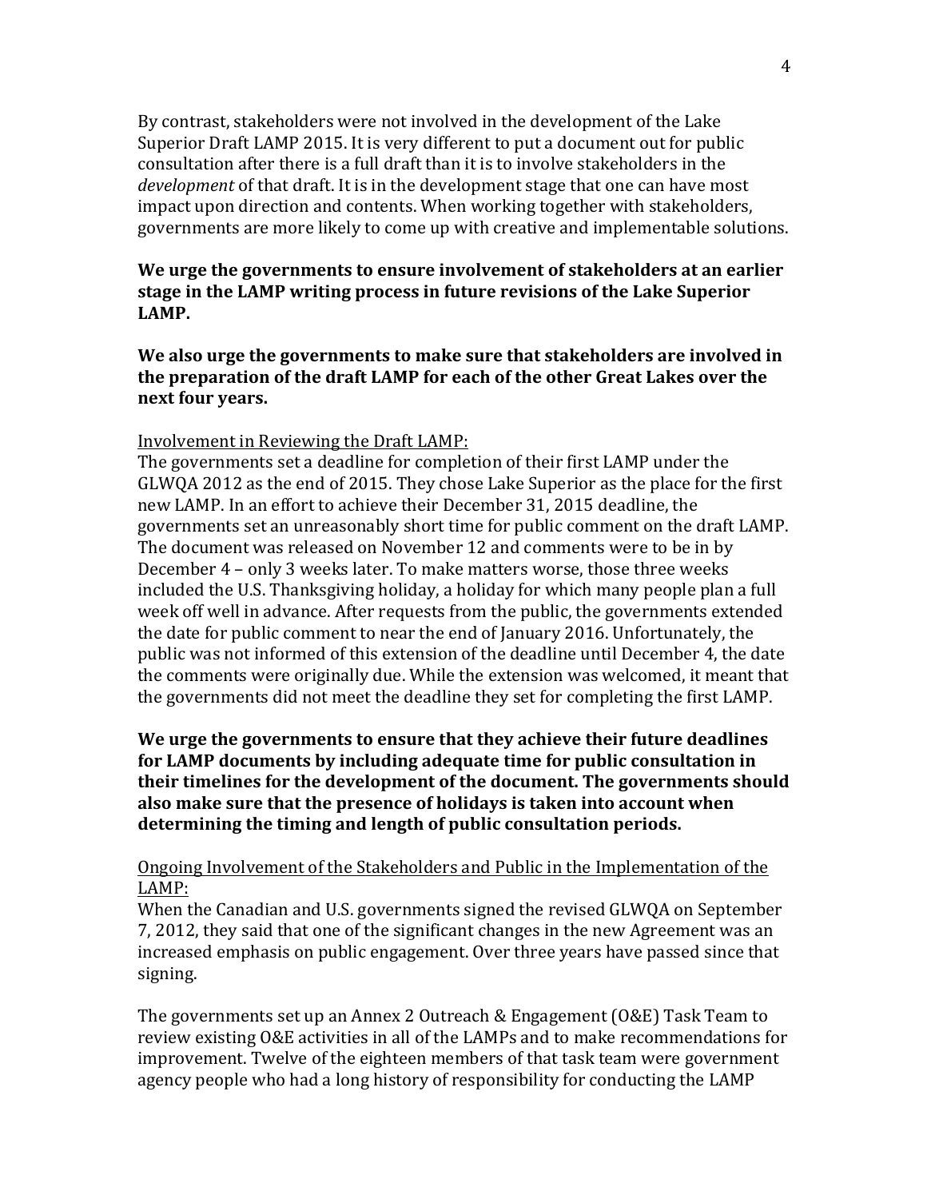By contrast, stakeholders were not involved in the development of the Lake Superior Draft LAMP 2015. It is very different to put a document out for public consultation after there is a full draft than it is to involve stakeholders in the *development* of that draft. It is in the development stage that one can have most impact upon direction and contents. When working together with stakeholders, governments are more likely to come up with creative and implementable solutions.

**We urge the governments to ensure involvement of stakeholders at an earlier stage in the LAMP writing process in future revisions of the Lake Superior LAMP.**

**We also urge the governments to make sure that stakeholders are involved in the preparation of the draft LAMP for each of the other Great Lakes over the next four years.**

<u>Involvement in Reviewing the Draft LAMP:</u>

The governments set a deadline for completion of their first LAMP under the GLWQA 2012 as the end of 2015. They chose Lake Superior as the place for the first new LAMP. In an effort to achieve their December 31, 2015 deadline, the governments set an unreasonably short time for public comment on the draft LAMP. The document was released on November 12 and comments were to be in by December 4 – only 3 weeks later. To make matters worse, those three weeks included the U.S. Thanksgiving holiday, a holiday for which many people plan a full week off well in advance. After requests from the public, the governments extended the date for public comment to near the end of January 2016. Unfortunately, the public was not informed of this extension of the deadline until December 4, the date the comments were originally due. While the extension was welcomed, it meant that the governments did not meet the deadline they set for completing the first LAMP.

**We urge the governments to ensure that they achieve their future deadlines for LAMP documents by including adequate time for public consultation in their timelines for the development of the document. The governments should also make sure that the presence of holidays is taken into account when determining the timing and length of public consultation periods.**

<u>Ongoing Involvement of the Stakeholders and Public in the Implementation of the LAMP:</u>

When the Canadian and U.S. governments signed the revised GLWQA on September 7, 2012, they said that one of the significant changes in the new Agreement was an increased emphasis on public engagement. Over three years have passed since that signing.

The governments set up an Annex 2 Outreach & Engagement (O&E) Task Team to review existing O&E activities in all of the LAMPs and to make recommendations for improvement. Twelve of the eighteen members of that task team were government agency people who had a long history of responsibility for conducting the LAMP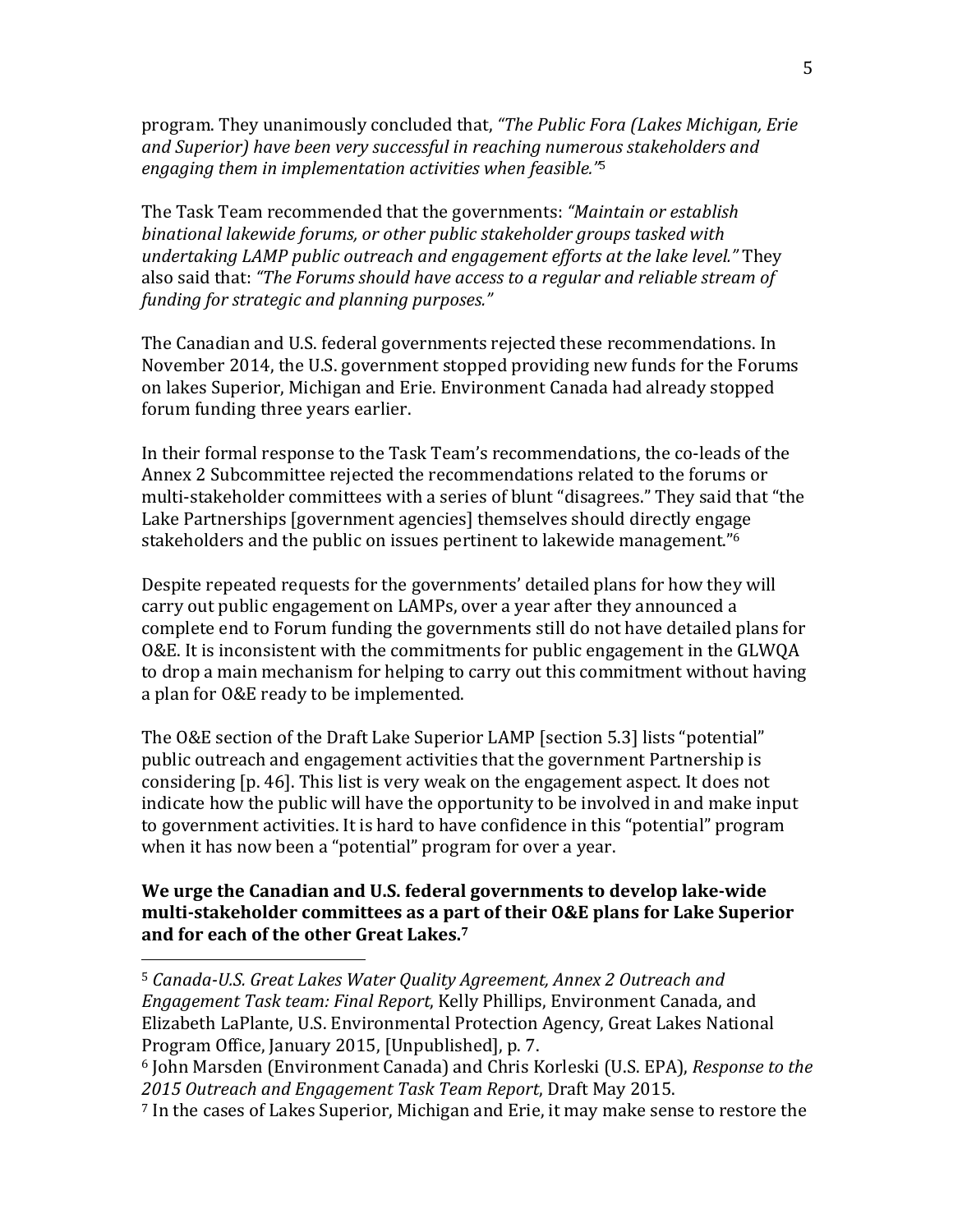program. They unanimously concluded that, *"The Public Fora (Lakes Michigan, Erie and Superior) have been very successful in reaching numerous stakeholders and engaging them in implementation activities when feasible."*[5]

The Task Team recommended that the governments: *"Maintain or establish binational lakewide forums, or other public stakeholder groups tasked with undertaking LAMP public outreach and engagement efforts at the lake level."* They also said that: *"The Forums should have access to a regular and reliable stream of funding for strategic and planning purposes."*

The Canadian and U.S. federal governments rejected these recommendations. In November 2014, the U.S. government stopped providing new funds for the Forums on lakes Superior, Michigan and Erie. Environment Canada had already stopped forum funding three years earlier.

In their formal response to the Task Team's recommendations, the co-leads of the Annex 2 Subcommittee rejected the recommendations related to the forums or multi-stakeholder committees with a series of blunt "disagrees." They said that "the Lake Partnerships [government agencies] themselves should directly engage stakeholders and the public on issues pertinent to lakewide management."[6]

Despite repeated requests for the governments' detailed plans for how they will carry out public engagement on LAMPs, over a year after they announced a complete end to Forum funding the governments still do not have detailed plans for O&E. It is inconsistent with the commitments for public engagement in the GLWQA to drop a main mechanism for helping to carry out this commitment without having a plan for O&E ready to be implemented.

The O&E section of the Draft Lake Superior LAMP [section 5.3] lists "potential" public outreach and engagement activities that the government Partnership is considering [p. 46]. This list is very weak on the engagement aspect. It does not indicate how the public will have the opportunity to be involved in and make input to government activities. It is hard to have confidence in this "potential" program when it has now been a "potential" program for over a year.

**We urge the Canadian and U.S. federal governments to develop lake-wide multi-stakeholder committees as a part of their O&E plans for Lake Superior and for each of the other Great Lakes.[7]**

---

[5] *Canada-U.S. Great Lakes Water Quality Agreement, Annex 2 Outreach and Engagement Task team: Final Report*, Kelly Phillips, Environment Canada, and Elizabeth LaPlante, U.S. Environmental Protection Agency, Great Lakes National Program Office, January 2015, [Unpublished], p. 7.

[6] John Marsden (Environment Canada) and Chris Korleski (U.S. EPA), *Response to the 2015 Outreach and Engagement Task Team Report*, Draft May 2015.

[7] In the cases of Lakes Superior, Michigan and Erie, it may make sense to restore the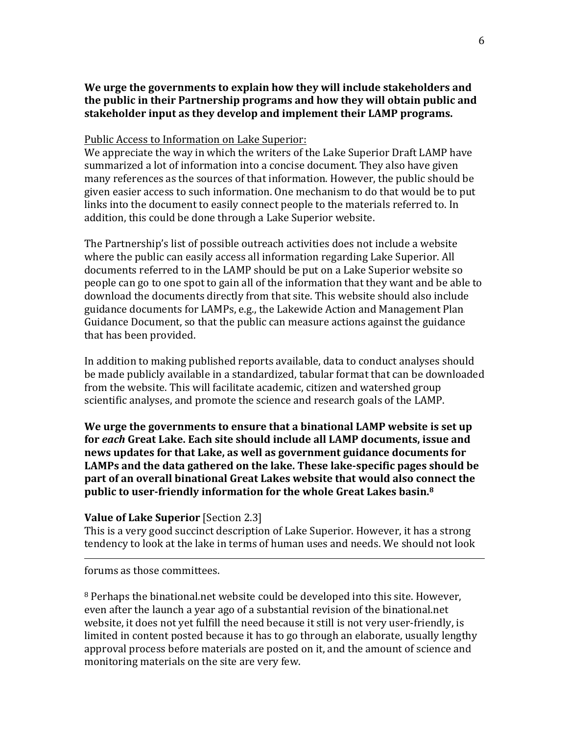**We urge the governments to explain how they will include stakeholders and the public in their Partnership programs and how they will obtain public and stakeholder input as they develop and implement their LAMP programs.**

<u>Public Access to Information on Lake Superior:</u>

We appreciate the way in which the writers of the Lake Superior Draft LAMP have summarized a lot of information into a concise document. They also have given many references as the sources of that information. However, the public should be given easier access to such information. One mechanism to do that would be to put links into the document to easily connect people to the materials referred to. In addition, this could be done through a Lake Superior website.

The Partnership's list of possible outreach activities does not include a website where the public can easily access all information regarding Lake Superior. All documents referred to in the LAMP should be put on a Lake Superior website so people can go to one spot to gain all of the information that they want and be able to download the documents directly from that site. This website should also include guidance documents for LAMPs, e.g., the Lakewide Action and Management Plan Guidance Document, so that the public can measure actions against the guidance that has been provided.

In addition to making published reports available, data to conduct analyses should be made publicly available in a standardized, tabular format that can be downloaded from the website. This will facilitate academic, citizen and watershed group scientific analyses, and promote the science and research goals of the LAMP.

**We urge the governments to ensure that a binational LAMP website is set up for *each* Great Lake. Each site should include all LAMP documents, issue and news updates for that Lake, as well as government guidance documents for LAMPs and the data gathered on the lake. These lake-specific pages should be part of an overall binational Great Lakes website that would also connect the public to user-friendly information for the whole Great Lakes basin.[8]**

**Value of Lake Superior** [Section 2.3]

This is a very good succinct description of Lake Superior. However, it has a strong tendency to look at the lake in terms of human uses and needs. We should not look

---

forums as those committees.

[8] Perhaps the binational.net website could be developed into this site. However, even after the launch a year ago of a substantial revision of the binational.net website, it does not yet fulfill the need because it still is not very user-friendly, is limited in content posted because it has to go through an elaborate, usually lengthy approval process before materials are posted on it, and the amount of science and monitoring materials on the site are very few.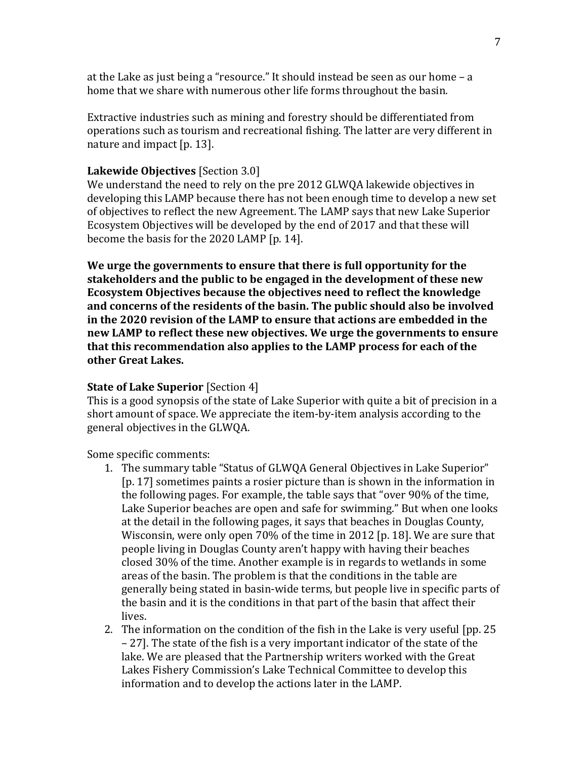at the Lake as just being a "resource." It should instead be seen as our home – a home that we share with numerous other life forms throughout the basin.

Extractive industries such as mining and forestry should be differentiated from operations such as tourism and recreational fishing. The latter are very different in nature and impact [p. 13].

**Lakewide Objectives** [Section 3.0]
We understand the need to rely on the pre 2012 GLWQA lakewide objectives in developing this LAMP because there has not been enough time to develop a new set of objectives to reflect the new Agreement. The LAMP says that new Lake Superior Ecosystem Objectives will be developed by the end of 2017 and that these will become the basis for the 2020 LAMP [p. 14].

**We urge the governments to ensure that there is full opportunity for the stakeholders and the public to be engaged in the development of these new Ecosystem Objectives because the objectives need to reflect the knowledge and concerns of the residents of the basin. The public should also be involved in the 2020 revision of the LAMP to ensure that actions are embedded in the new LAMP to reflect these new objectives. We urge the governments to ensure that this recommendation also applies to the LAMP process for each of the other Great Lakes.**

**State of Lake Superior** [Section 4]
This is a good synopsis of the state of Lake Superior with quite a bit of precision in a short amount of space. We appreciate the item-by-item analysis according to the general objectives in the GLWQA.

Some specific comments:

1. The summary table "Status of GLWQA General Objectives in Lake Superior" [p. 17] sometimes paints a rosier picture than is shown in the information in the following pages. For example, the table says that "over 90% of the time, Lake Superior beaches are open and safe for swimming." But when one looks at the detail in the following pages, it says that beaches in Douglas County, Wisconsin, were only open 70% of the time in 2012 [p. 18]. We are sure that people living in Douglas County aren't happy with having their beaches closed 30% of the time. Another example is in regards to wetlands in some areas of the basin. The problem is that the conditions in the table are generally being stated in basin-wide terms, but people live in specific parts of the basin and it is the conditions in that part of the basin that affect their lives.
2. The information on the condition of the fish in the Lake is very useful [pp. 25 – 27]. The state of the fish is a very important indicator of the state of the lake. We are pleased that the Partnership writers worked with the Great Lakes Fishery Commission's Lake Technical Committee to develop this information and to develop the actions later in the LAMP.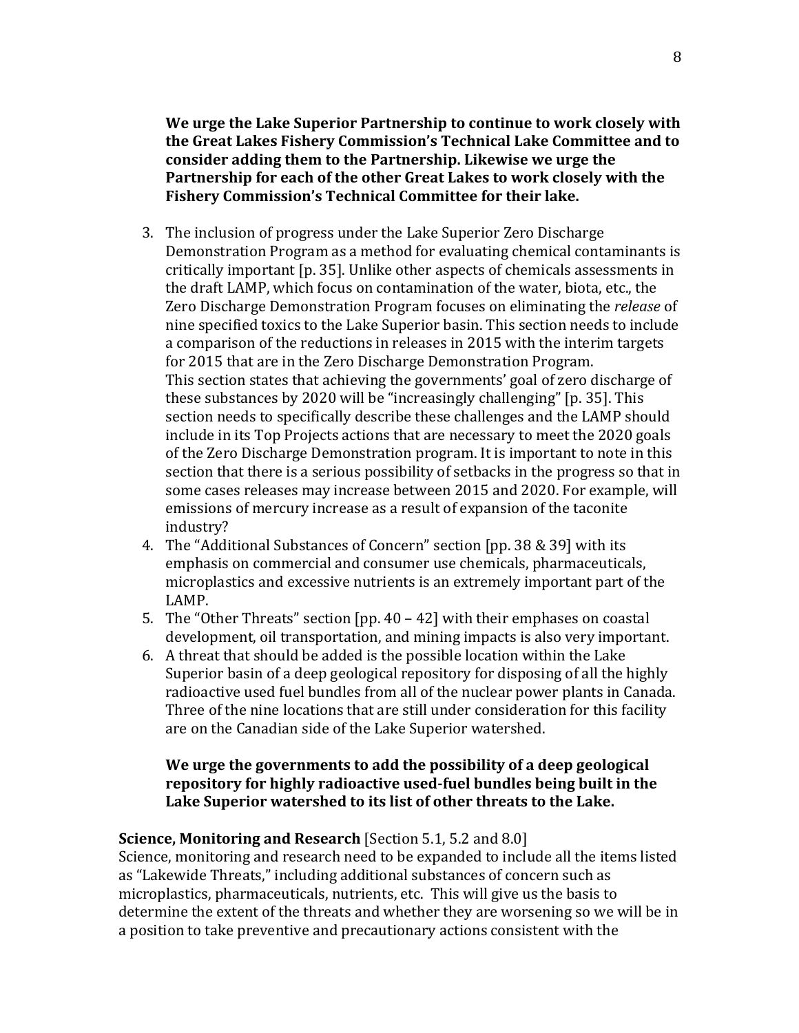**We urge the Lake Superior Partnership to continue to work closely with the Great Lakes Fishery Commission's Technical Lake Committee and to consider adding them to the Partnership. Likewise we urge the Partnership for each of the other Great Lakes to work closely with the Fishery Commission's Technical Committee for their lake.**

3. The inclusion of progress under the Lake Superior Zero Discharge Demonstration Program as a method for evaluating chemical contaminants is critically important [p. 35]. Unlike other aspects of chemicals assessments in the draft LAMP, which focus on contamination of the water, biota, etc., the Zero Discharge Demonstration Program focuses on eliminating the *release* of nine specified toxics to the Lake Superior basin. This section needs to include a comparison of the reductions in releases in 2015 with the interim targets for 2015 that are in the Zero Discharge Demonstration Program.
   This section states that achieving the governments' goal of zero discharge of these substances by 2020 will be "increasingly challenging" [p. 35]. This section needs to specifically describe these challenges and the LAMP should include in its Top Projects actions that are necessary to meet the 2020 goals of the Zero Discharge Demonstration program. It is important to note in this section that there is a serious possibility of setbacks in the progress so that in some cases releases may increase between 2015 and 2020. For example, will emissions of mercury increase as a result of expansion of the taconite industry?
4. The "Additional Substances of Concern" section [pp. 38 & 39] with its emphasis on commercial and consumer use chemicals, pharmaceuticals, microplastics and excessive nutrients is an extremely important part of the LAMP.
5. The "Other Threats" section [pp. 40 – 42] with their emphases on coastal development, oil transportation, and mining impacts is also very important.
6. A threat that should be added is the possible location within the Lake Superior basin of a deep geological repository for disposing of all the highly radioactive used fuel bundles from all of the nuclear power plants in Canada. Three of the nine locations that are still under consideration for this facility are on the Canadian side of the Lake Superior watershed.

**We urge the governments to add the possibility of a deep geological repository for highly radioactive used-fuel bundles being built in the Lake Superior watershed to its list of other threats to the Lake.**

**Science, Monitoring and Research** [Section 5.1, 5.2 and 8.0]
Science, monitoring and research need to be expanded to include all the items listed as "Lakewide Threats," including additional substances of concern such as microplastics, pharmaceuticals, nutrients, etc. This will give us the basis to determine the extent of the threats and whether they are worsening so we will be in a position to take preventive and precautionary actions consistent with the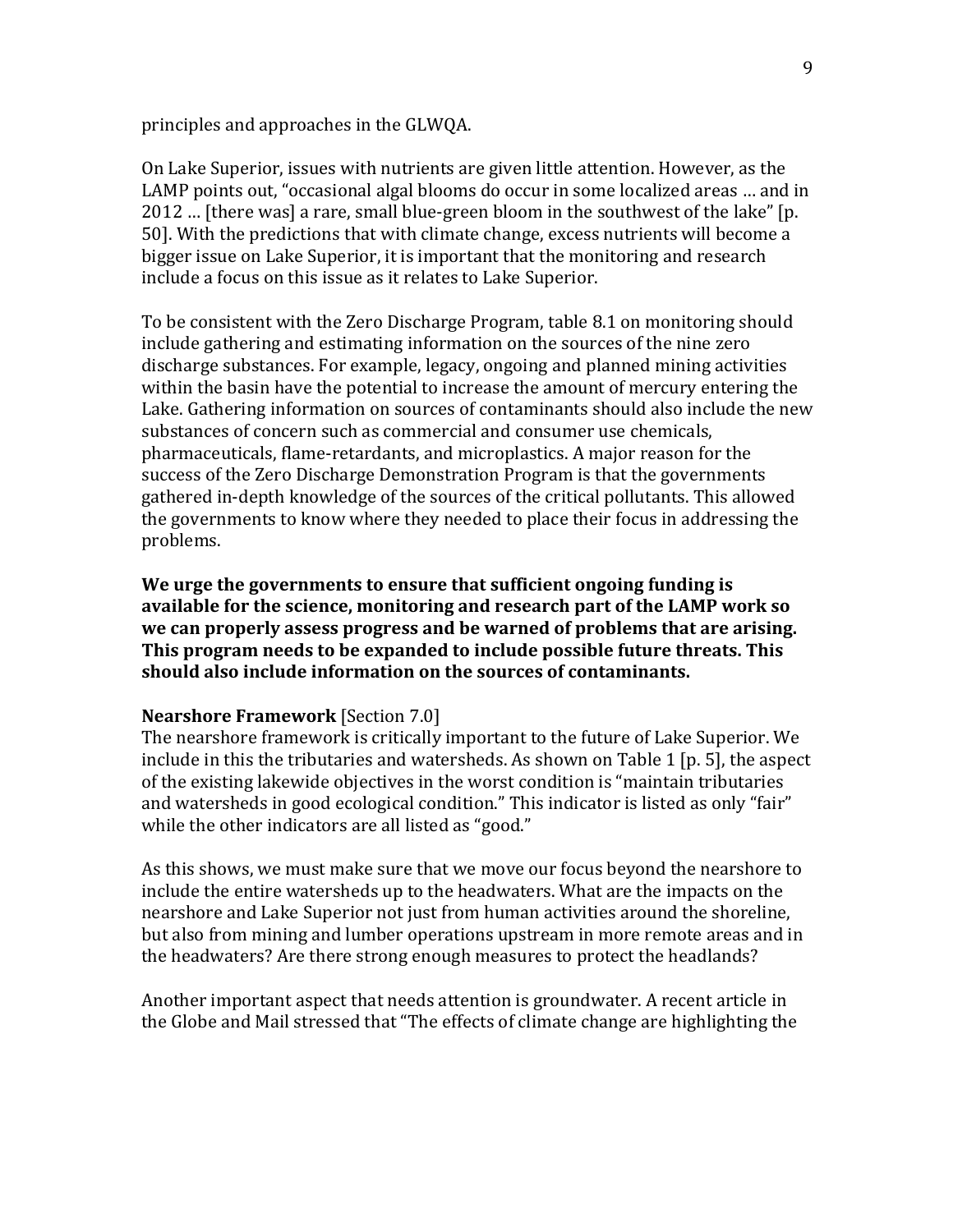principles and approaches in the GLWQA.

On Lake Superior, issues with nutrients are given little attention. However, as the LAMP points out, "occasional algal blooms do occur in some localized areas … and in 2012 … [there was] a rare, small blue-green bloom in the southwest of the lake" [p. 50]. With the predictions that with climate change, excess nutrients will become a bigger issue on Lake Superior, it is important that the monitoring and research include a focus on this issue as it relates to Lake Superior.

To be consistent with the Zero Discharge Program, table 8.1 on monitoring should include gathering and estimating information on the sources of the nine zero discharge substances. For example, legacy, ongoing and planned mining activities within the basin have the potential to increase the amount of mercury entering the Lake. Gathering information on sources of contaminants should also include the new substances of concern such as commercial and consumer use chemicals, pharmaceuticals, flame-retardants, and microplastics. A major reason for the success of the Zero Discharge Demonstration Program is that the governments gathered in-depth knowledge of the sources of the critical pollutants. This allowed the governments to know where they needed to place their focus in addressing the problems.

**We urge the governments to ensure that sufficient ongoing funding is available for the science, monitoring and research part of the LAMP work so we can properly assess progress and be warned of problems that are arising. This program needs to be expanded to include possible future threats. This should also include information on the sources of contaminants.**

**Nearshore Framework** [Section 7.0]
The nearshore framework is critically important to the future of Lake Superior. We include in this the tributaries and watersheds. As shown on Table 1 [p. 5], the aspect of the existing lakewide objectives in the worst condition is "maintain tributaries and watersheds in good ecological condition." This indicator is listed as only "fair" while the other indicators are all listed as "good."

As this shows, we must make sure that we move our focus beyond the nearshore to include the entire watersheds up to the headwaters. What are the impacts on the nearshore and Lake Superior not just from human activities around the shoreline, but also from mining and lumber operations upstream in more remote areas and in the headwaters? Are there strong enough measures to protect the headlands?

Another important aspect that needs attention is groundwater. A recent article in the Globe and Mail stressed that "The effects of climate change are highlighting the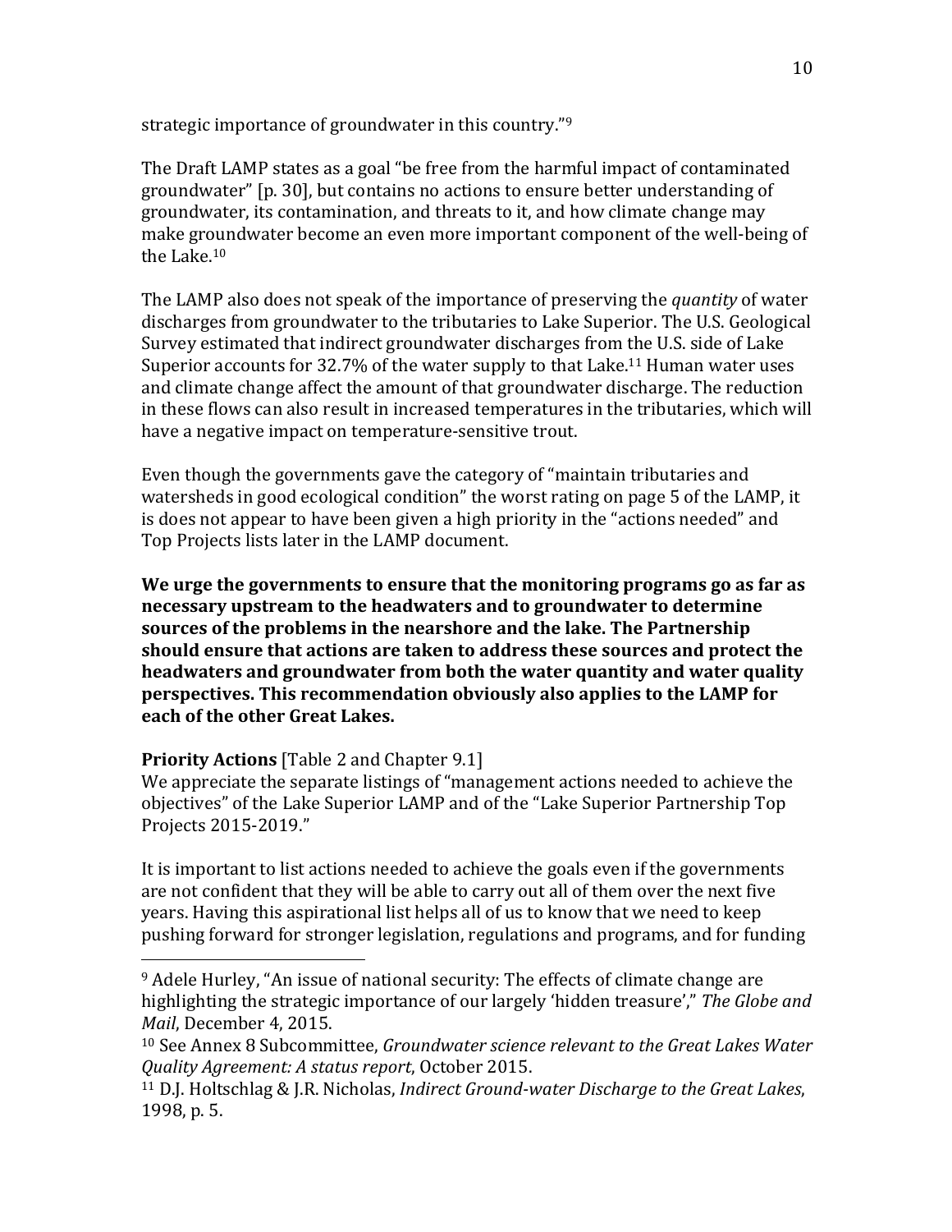strategic importance of groundwater in this country."[9]

The Draft LAMP states as a goal "be free from the harmful impact of contaminated groundwater" [p. 30], but contains no actions to ensure better understanding of groundwater, its contamination, and threats to it, and how climate change may make groundwater become an even more important component of the well-being of the Lake.[10]

The LAMP also does not speak of the importance of preserving the *quantity* of water discharges from groundwater to the tributaries to Lake Superior. The U.S. Geological Survey estimated that indirect groundwater discharges from the U.S. side of Lake Superior accounts for 32.7% of the water supply to that Lake.[11] Human water uses and climate change affect the amount of that groundwater discharge. The reduction in these flows can also result in increased temperatures in the tributaries, which will have a negative impact on temperature-sensitive trout.

Even though the governments gave the category of "maintain tributaries and watersheds in good ecological condition" the worst rating on page 5 of the LAMP, it is does not appear to have been given a high priority in the "actions needed" and Top Projects lists later in the LAMP document.

**We urge the governments to ensure that the monitoring programs go as far as necessary upstream to the headwaters and to groundwater to determine sources of the problems in the nearshore and the lake. The Partnership should ensure that actions are taken to address these sources and protect the headwaters and groundwater from both the water quantity and water quality perspectives. This recommendation obviously also applies to the LAMP for each of the other Great Lakes.**

**Priority Actions** [Table 2 and Chapter 9.1]
We appreciate the separate listings of "management actions needed to achieve the objectives" of the Lake Superior LAMP and of the "Lake Superior Partnership Top Projects 2015-2019."

It is important to list actions needed to achieve the goals even if the governments are not confident that they will be able to carry out all of them over the next five years. Having this aspirational list helps all of us to know that we need to keep pushing forward for stronger legislation, regulations and programs, and for funding

---

[9] Adele Hurley, "An issue of national security: The effects of climate change are highlighting the strategic importance of our largely 'hidden treasure'," *The Globe and Mail*, December 4, 2015.

[10] See Annex 8 Subcommittee, *Groundwater science relevant to the Great Lakes Water Quality Agreement: A status report*, October 2015.

[11] D.J. Holtschlag & J.R. Nicholas, *Indirect Ground-water Discharge to the Great Lakes*, 1998, p. 5.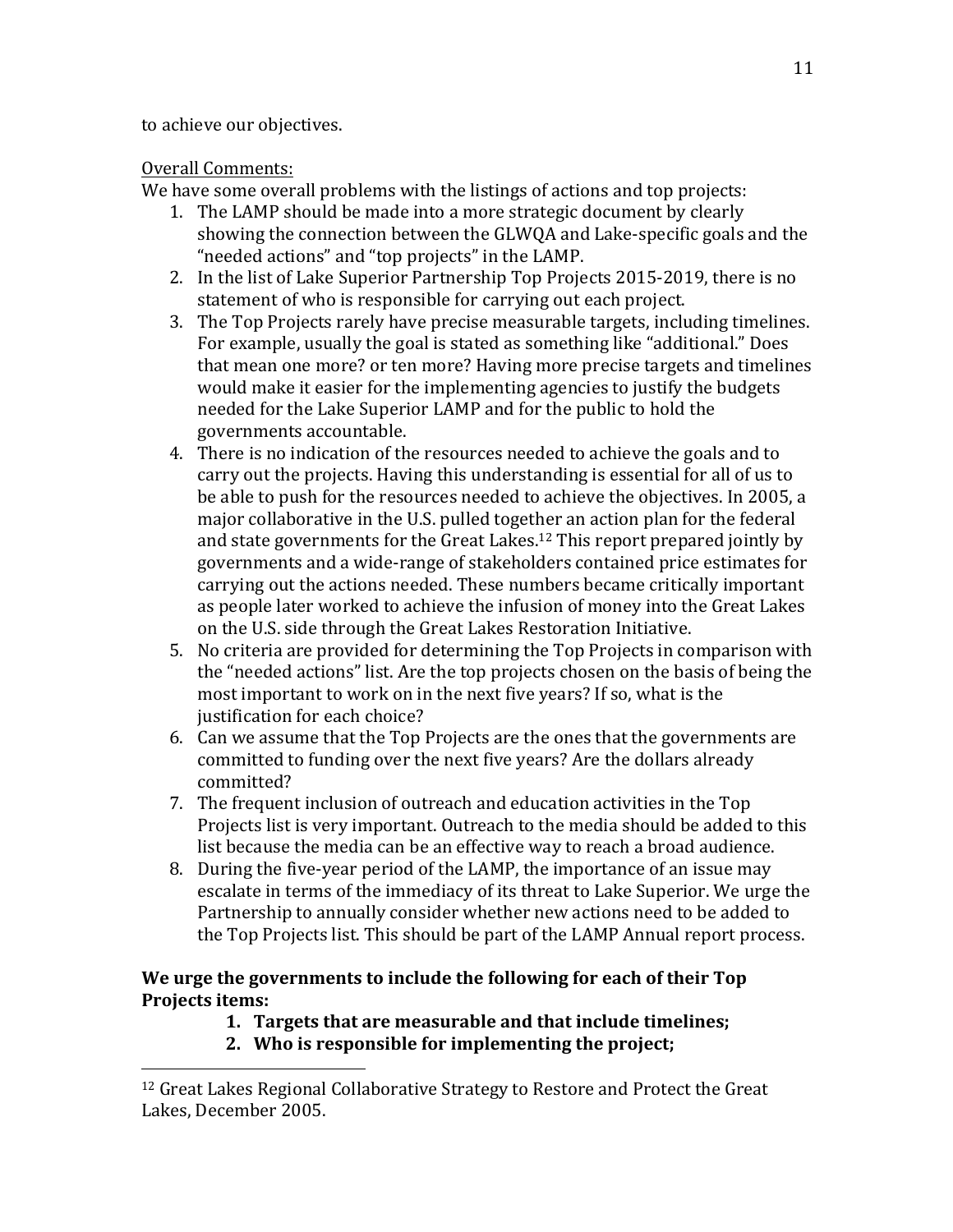to achieve our objectives.

Overall Comments:

We have some overall problems with the listings of actions and top projects:

1. The LAMP should be made into a more strategic document by clearly showing the connection between the GLWQA and Lake-specific goals and the "needed actions" and "top projects" in the LAMP.
2. In the list of Lake Superior Partnership Top Projects 2015-2019, there is no statement of who is responsible for carrying out each project.
3. The Top Projects rarely have precise measurable targets, including timelines. For example, usually the goal is stated as something like "additional." Does that mean one more? or ten more? Having more precise targets and timelines would make it easier for the implementing agencies to justify the budgets needed for the Lake Superior LAMP and for the public to hold the governments accountable.
4. There is no indication of the resources needed to achieve the goals and to carry out the projects. Having this understanding is essential for all of us to be able to push for the resources needed to achieve the objectives. In 2005, a major collaborative in the U.S. pulled together an action plan for the federal and state governments for the Great Lakes.[12] This report prepared jointly by governments and a wide-range of stakeholders contained price estimates for carrying out the actions needed. These numbers became critically important as people later worked to achieve the infusion of money into the Great Lakes on the U.S. side through the Great Lakes Restoration Initiative.
5. No criteria are provided for determining the Top Projects in comparison with the "needed actions" list. Are the top projects chosen on the basis of being the most important to work on in the next five years? If so, what is the justification for each choice?
6. Can we assume that the Top Projects are the ones that the governments are committed to funding over the next five years? Are the dollars already committed?
7. The frequent inclusion of outreach and education activities in the Top Projects list is very important. Outreach to the media should be added to this list because the media can be an effective way to reach a broad audience.
8. During the five-year period of the LAMP, the importance of an issue may escalate in terms of the immediacy of its threat to Lake Superior. We urge the Partnership to annually consider whether new actions need to be added to the Top Projects list. This should be part of the LAMP Annual report process.

**We urge the governments to include the following for each of their Top Projects items:**

1. **Targets that are measurable and that include timelines;**
2. **Who is responsible for implementing the project;**

[12] Great Lakes Regional Collaborative Strategy to Restore and Protect the Great Lakes, December 2005.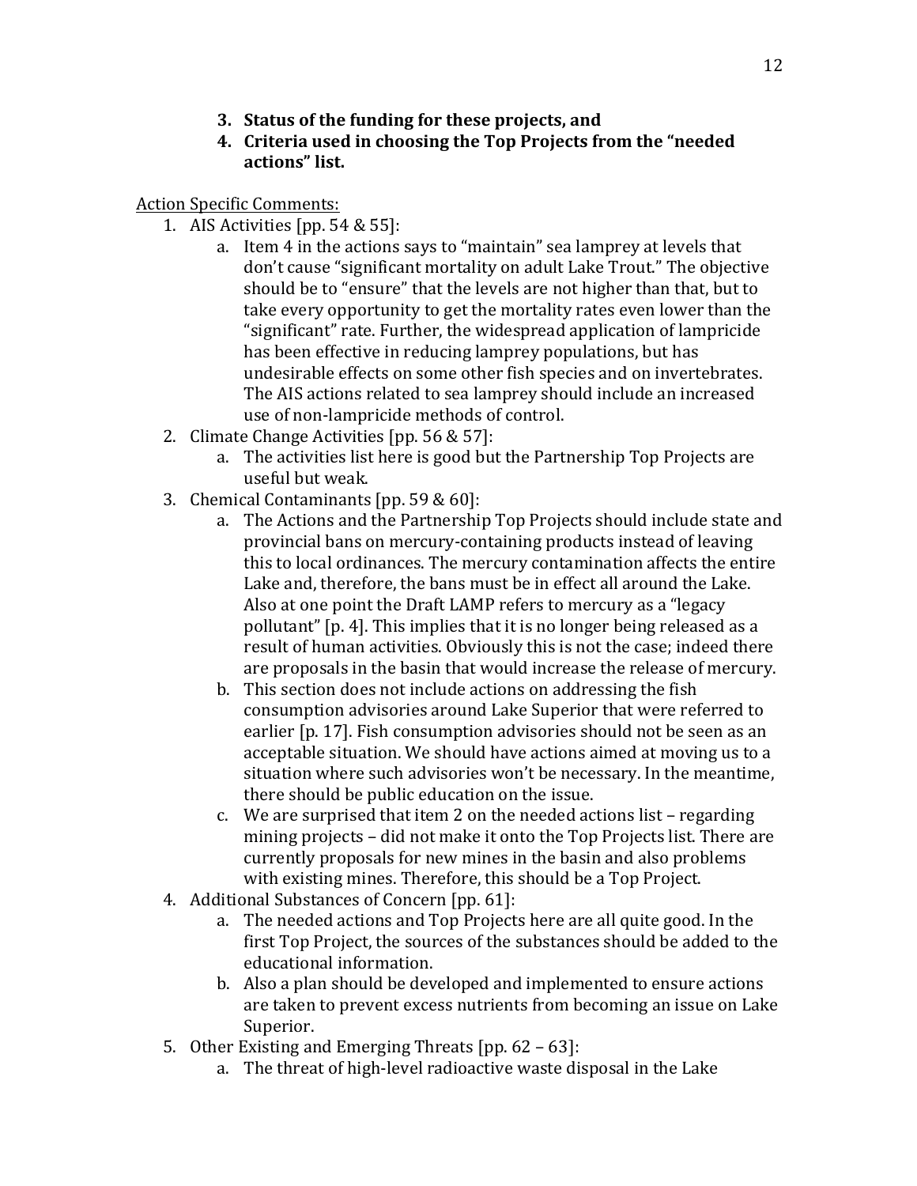3. **Status of the funding for these projects, and**
4. **Criteria used in choosing the Top Projects from the "needed actions" list.**

Action Specific Comments:

1. AIS Activities [pp. 54 & 55]:
   a. Item 4 in the actions says to "maintain" sea lamprey at levels that don't cause "significant mortality on adult Lake Trout." The objective should be to "ensure" that the levels are not higher than that, but to take every opportunity to get the mortality rates even lower than the "significant" rate. Further, the widespread application of lampricide has been effective in reducing lamprey populations, but has undesirable effects on some other fish species and on invertebrates. The AIS actions related to sea lamprey should include an increased use of non-lampricide methods of control.
2. Climate Change Activities [pp. 56 & 57]:
   a. The activities list here is good but the Partnership Top Projects are useful but weak.
3. Chemical Contaminants [pp. 59 & 60]:
   a. The Actions and the Partnership Top Projects should include state and provincial bans on mercury-containing products instead of leaving this to local ordinances. The mercury contamination affects the entire Lake and, therefore, the bans must be in effect all around the Lake. Also at one point the Draft LAMP refers to mercury as a "legacy pollutant" [p. 4]. This implies that it is no longer being released as a result of human activities. Obviously this is not the case; indeed there are proposals in the basin that would increase the release of mercury.
   b. This section does not include actions on addressing the fish consumption advisories around Lake Superior that were referred to earlier [p. 17]. Fish consumption advisories should not be seen as an acceptable situation. We should have actions aimed at moving us to a situation where such advisories won't be necessary. In the meantime, there should be public education on the issue.
   c. We are surprised that item 2 on the needed actions list – regarding mining projects – did not make it onto the Top Projects list. There are currently proposals for new mines in the basin and also problems with existing mines. Therefore, this should be a Top Project.
4. Additional Substances of Concern [pp. 61]:
   a. The needed actions and Top Projects here are all quite good. In the first Top Project, the sources of the substances should be added to the educational information.
   b. Also a plan should be developed and implemented to ensure actions are taken to prevent excess nutrients from becoming an issue on Lake Superior.
5. Other Existing and Emerging Threats [pp. 62 – 63]:
   a. The threat of high-level radioactive waste disposal in the Lake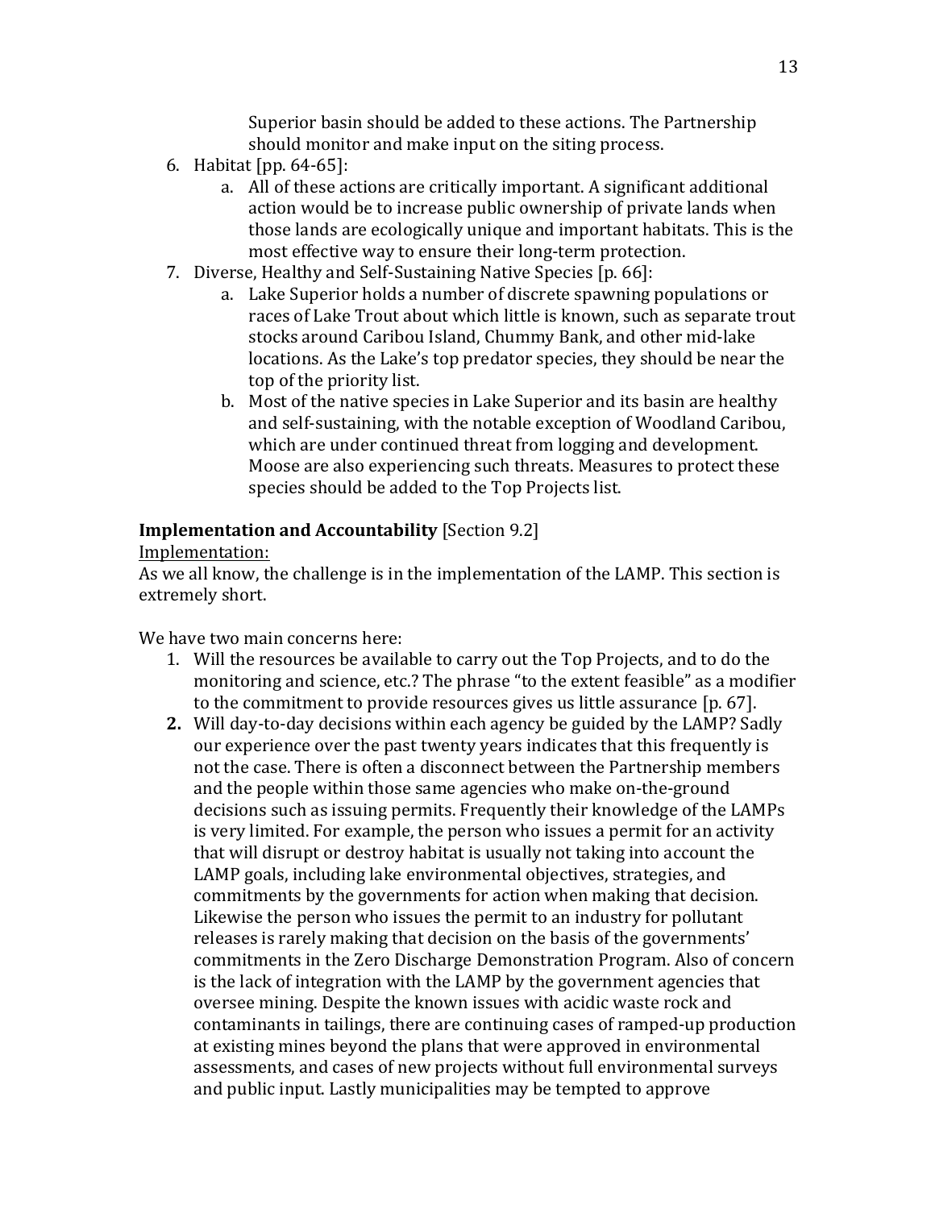Superior basin should be added to these actions. The Partnership should monitor and make input on the siting process.

6. Habitat [pp. 64-65]:
   a. All of these actions are critically important. A significant additional action would be to increase public ownership of private lands when those lands are ecologically unique and important habitats. This is the most effective way to ensure their long-term protection.
7. Diverse, Healthy and Self-Sustaining Native Species [p. 66]:
   a. Lake Superior holds a number of discrete spawning populations or races of Lake Trout about which little is known, such as separate trout stocks around Caribou Island, Chummy Bank, and other mid-lake locations. As the Lake's top predator species, they should be near the top of the priority list.
   b. Most of the native species in Lake Superior and its basin are healthy and self-sustaining, with the notable exception of Woodland Caribou, which are under continued threat from logging and development. Moose are also experiencing such threats. Measures to protect these species should be added to the Top Projects list.

**Implementation and Accountability** [Section 9.2]

Implementation:

As we all know, the challenge is in the implementation of the LAMP. This section is extremely short.

We have two main concerns here:

1. Will the resources be available to carry out the Top Projects, and to do the monitoring and science, etc.? The phrase "to the extent feasible" as a modifier to the commitment to provide resources gives us little assurance [p. 67].
2. Will day-to-day decisions within each agency be guided by the LAMP? Sadly our experience over the past twenty years indicates that this frequently is not the case. There is often a disconnect between the Partnership members and the people within those same agencies who make on-the-ground decisions such as issuing permits. Frequently their knowledge of the LAMPs is very limited. For example, the person who issues a permit for an activity that will disrupt or destroy habitat is usually not taking into account the LAMP goals, including lake environmental objectives, strategies, and commitments by the governments for action when making that decision. Likewise the person who issues the permit to an industry for pollutant releases is rarely making that decision on the basis of the governments' commitments in the Zero Discharge Demonstration Program. Also of concern is the lack of integration with the LAMP by the government agencies that oversee mining. Despite the known issues with acidic waste rock and contaminants in tailings, there are continuing cases of ramped-up production at existing mines beyond the plans that were approved in environmental assessments, and cases of new projects without full environmental surveys and public input. Lastly municipalities may be tempted to approve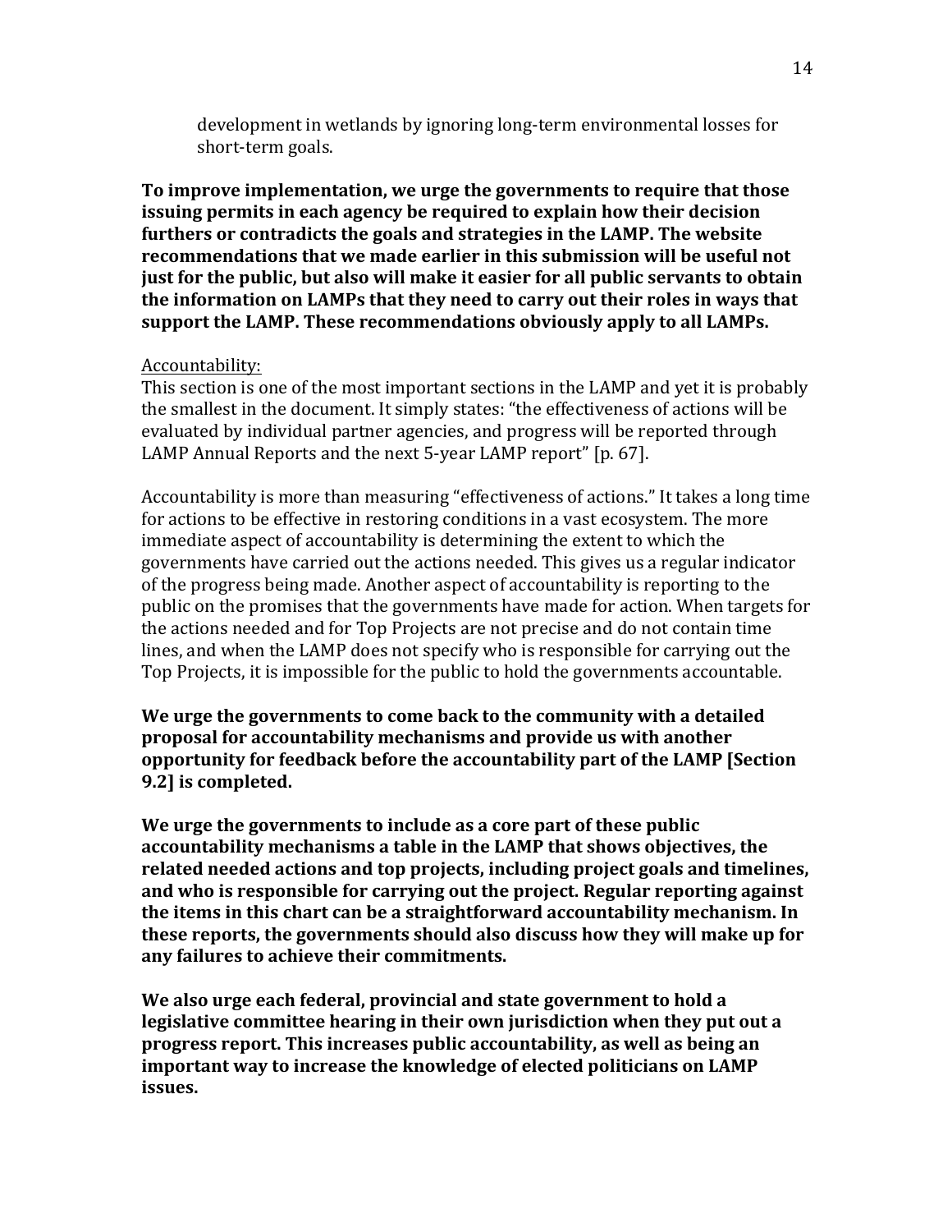development in wetlands by ignoring long-term environmental losses for short-term goals.

**To improve implementation, we urge the governments to require that those issuing permits in each agency be required to explain how their decision furthers or contradicts the goals and strategies in the LAMP. The website recommendations that we made earlier in this submission will be useful not just for the public, but also will make it easier for all public servants to obtain the information on LAMPs that they need to carry out their roles in ways that support the LAMP. These recommendations obviously apply to all LAMPs.**

<u>Accountability:</u>

This section is one of the most important sections in the LAMP and yet it is probably the smallest in the document. It simply states: "the effectiveness of actions will be evaluated by individual partner agencies, and progress will be reported through LAMP Annual Reports and the next 5-year LAMP report" [p. 67].

Accountability is more than measuring "effectiveness of actions." It takes a long time for actions to be effective in restoring conditions in a vast ecosystem. The more immediate aspect of accountability is determining the extent to which the governments have carried out the actions needed. This gives us a regular indicator of the progress being made. Another aspect of accountability is reporting to the public on the promises that the governments have made for action. When targets for the actions needed and for Top Projects are not precise and do not contain time lines, and when the LAMP does not specify who is responsible for carrying out the Top Projects, it is impossible for the public to hold the governments accountable.

**We urge the governments to come back to the community with a detailed proposal for accountability mechanisms and provide us with another opportunity for feedback before the accountability part of the LAMP [Section 9.2] is completed.**

**We urge the governments to include as a core part of these public accountability mechanisms a table in the LAMP that shows objectives, the related needed actions and top projects, including project goals and timelines, and who is responsible for carrying out the project. Regular reporting against the items in this chart can be a straightforward accountability mechanism. In these reports, the governments should also discuss how they will make up for any failures to achieve their commitments.**

**We also urge each federal, provincial and state government to hold a legislative committee hearing in their own jurisdiction when they put out a progress report. This increases public accountability, as well as being an important way to increase the knowledge of elected politicians on LAMP issues.**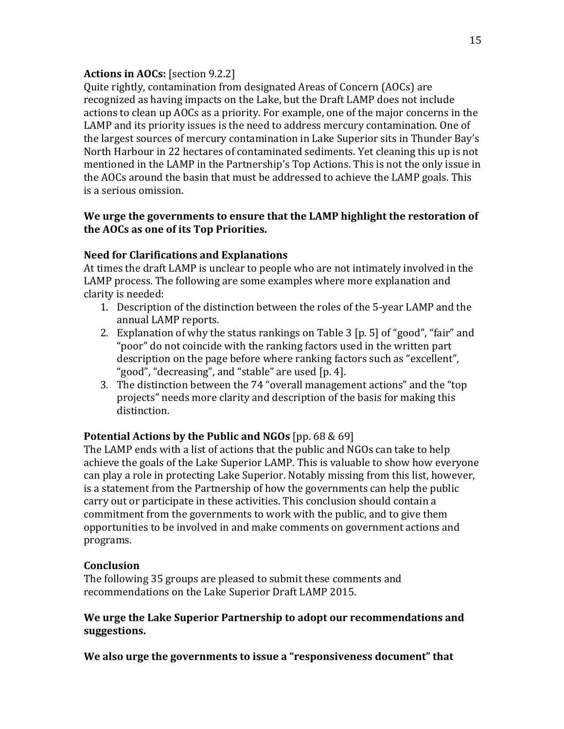**Actions in AOCs:** [section 9.2.2]

Quite rightly, contamination from designated Areas of Concern (AOCs) are recognized as having impacts on the Lake, but the Draft LAMP does not include actions to clean up AOCs as a priority. For example, one of the major concerns in the LAMP and its priority issues is the need to address mercury contamination. One of the largest sources of mercury contamination in Lake Superior sits in Thunder Bay's North Harbour in 22 hectares of contaminated sediments. Yet cleaning this up is not mentioned in the LAMP in the Partnership's Top Actions. This is not the only issue in the AOCs around the basin that must be addressed to achieve the LAMP goals. This is a serious omission.

**We urge the governments to ensure that the LAMP highlight the restoration of the AOCs as one of its Top Priorities.**

**Need for Clarifications and Explanations**

At times the draft LAMP is unclear to people who are not intimately involved in the LAMP process. The following are some examples where more explanation and clarity is needed:

1. Description of the distinction between the roles of the 5-year LAMP and the annual LAMP reports.
2. Explanation of why the status rankings on Table 3 [p. 5] of "good", "fair" and "poor" do not coincide with the ranking factors used in the written part description on the page before where ranking factors such as "excellent", "good", "decreasing", and "stable" are used [p. 4].
3. The distinction between the 74 "overall management actions" and the "top projects" needs more clarity and description of the basis for making this distinction.

**Potential Actions by the Public and NGOs** [pp. 68 & 69]

The LAMP ends with a list of actions that the public and NGOs can take to help achieve the goals of the Lake Superior LAMP. This is valuable to show how everyone can play a role in protecting Lake Superior. Notably missing from this list, however, is a statement from the Partnership of how the governments can help the public carry out or participate in these activities. This conclusion should contain a commitment from the governments to work with the public, and to give them opportunities to be involved in and make comments on government actions and programs.

**Conclusion**

The following 35 groups are pleased to submit these comments and recommendations on the Lake Superior Draft LAMP 2015.

**We urge the Lake Superior Partnership to adopt our recommendations and suggestions.**

**We also urge the governments to issue a "responsiveness document" that**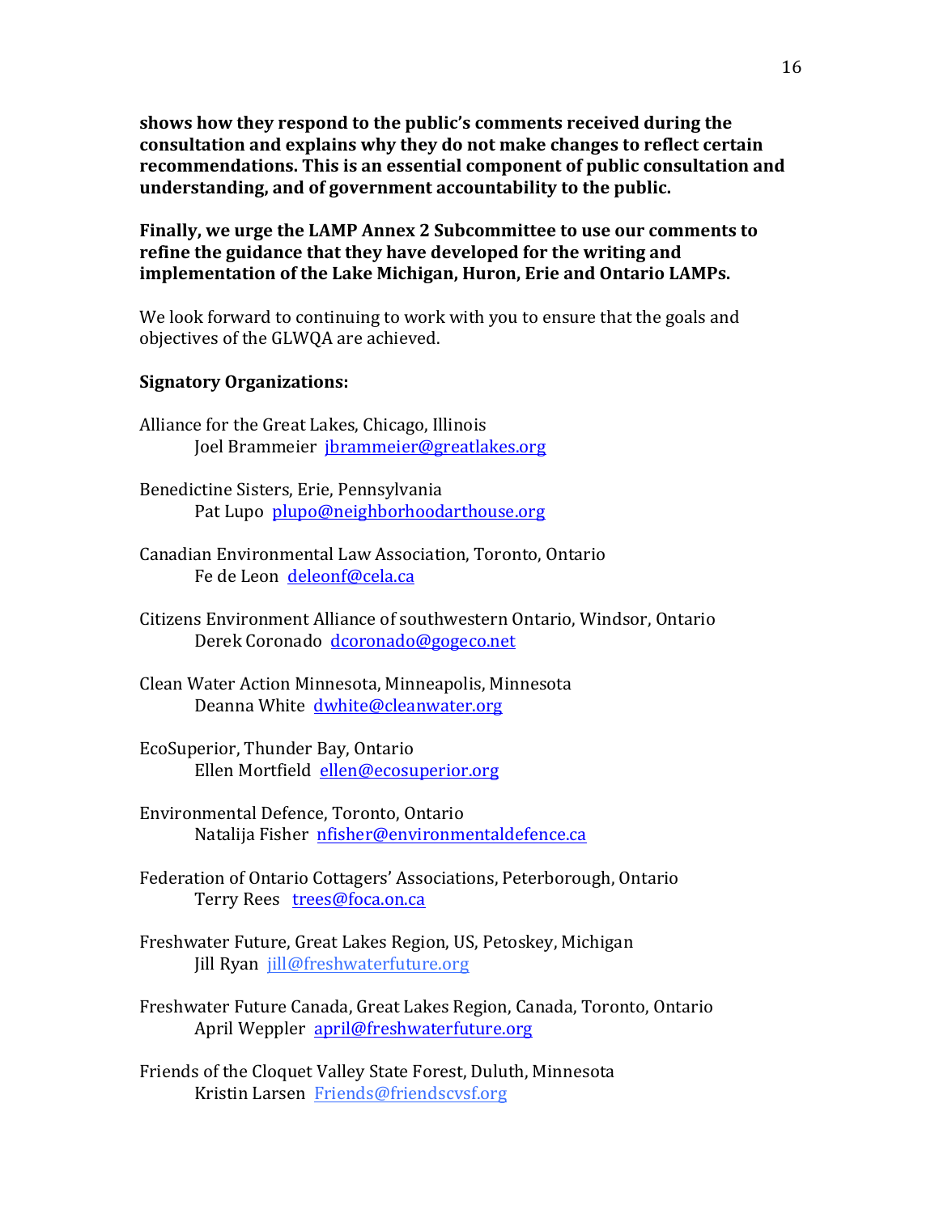**shows how they respond to the public's comments received during the consultation and explains why they do not make changes to reflect certain recommendations. This is an essential component of public consultation and understanding, and of government accountability to the public.**

**Finally, we urge the LAMP Annex 2 Subcommittee to use our comments to refine the guidance that they have developed for the writing and implementation of the Lake Michigan, Huron, Erie and Ontario LAMPs.**

We look forward to continuing to work with you to ensure that the goals and objectives of the GLWQA are achieved.

**Signatory Organizations:**

Alliance for the Great Lakes, Chicago, Illinois
 Joel Brammeier jbrammeier@greatlakes.org

Benedictine Sisters, Erie, Pennsylvania
 Pat Lupo plupo@neighborhoodarthouse.org

Canadian Environmental Law Association, Toronto, Ontario
 Fe de Leon deleonf@cela.ca

Citizens Environment Alliance of southwestern Ontario, Windsor, Ontario
 Derek Coronado dcoronado@gogeco.net

Clean Water Action Minnesota, Minneapolis, Minnesota
 Deanna White dwhite@cleanwater.org

EcoSuperior, Thunder Bay, Ontario
 Ellen Mortfield ellen@ecosuperior.org

Environmental Defence, Toronto, Ontario
 Natalija Fisher nfisher@environmentaldefence.ca

Federation of Ontario Cottagers' Associations, Peterborough, Ontario
 Terry Rees trees@foca.on.ca

Freshwater Future, Great Lakes Region, US, Petoskey, Michigan
 Jill Ryan jill@freshwaterfuture.org

Freshwater Future Canada, Great Lakes Region, Canada, Toronto, Ontario
 April Weppler april@freshwaterfuture.org

Friends of the Cloquet Valley State Forest, Duluth, Minnesota
 Kristin Larsen Friends@friendscvsf.org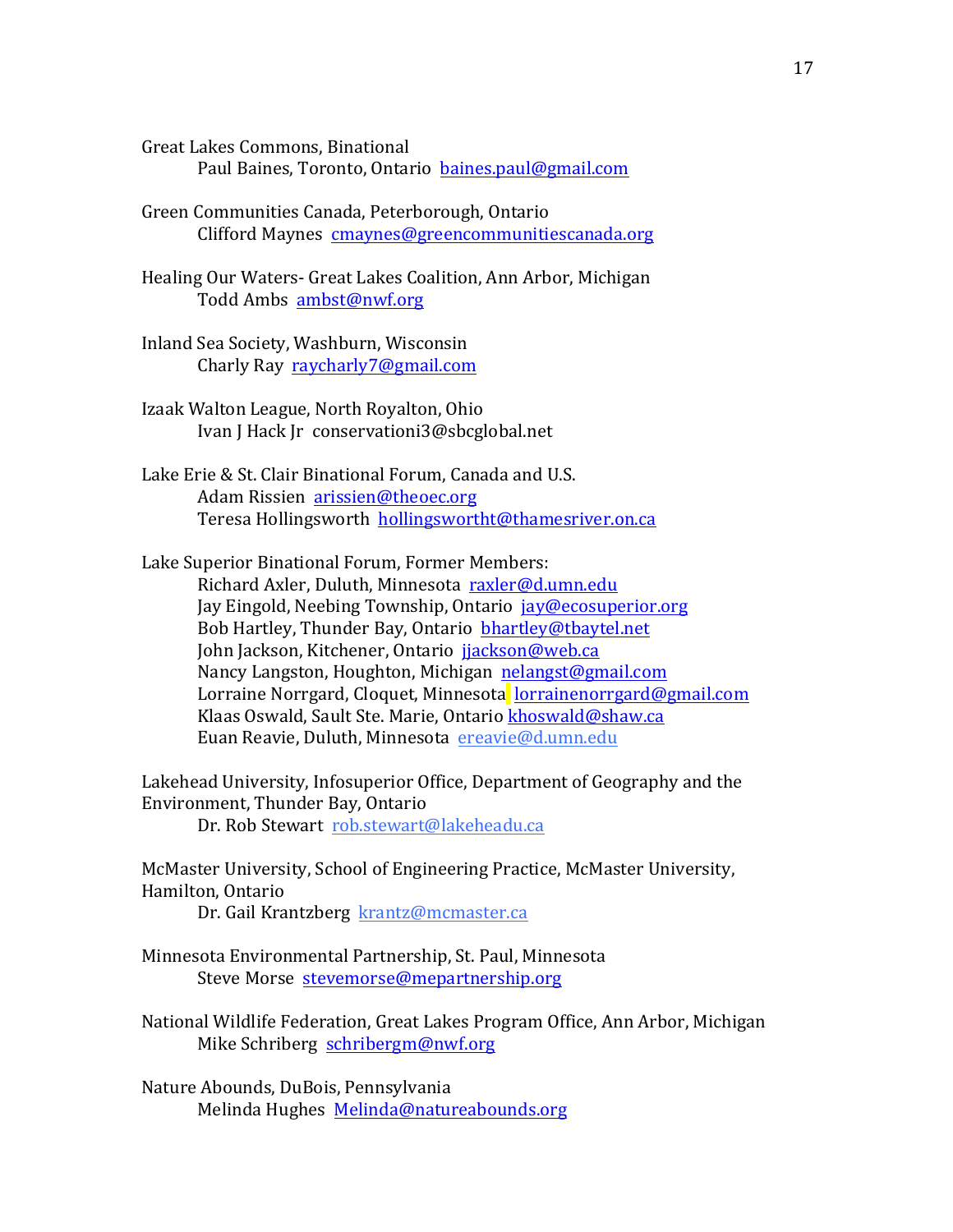Great Lakes Commons, Binational
    Paul Baines, Toronto, Ontario baines.paul@gmail.com

Green Communities Canada, Peterborough, Ontario
    Clifford Maynes cmaynes@greencommunitiescanada.org

Healing Our Waters- Great Lakes Coalition, Ann Arbor, Michigan
    Todd Ambs ambst@nwf.org

Inland Sea Society, Washburn, Wisconsin
    Charly Ray raycharly7@gmail.com

Izaak Walton League, North Royalton, Ohio
    Ivan J Hack Jr conservationi3@sbcglobal.net

Lake Erie & St. Clair Binational Forum, Canada and U.S.
    Adam Rissien arissien@theoec.org
    Teresa Hollingsworth hollingswortht@thamesriver.on.ca

Lake Superior Binational Forum, Former Members:
    Richard Axler, Duluth, Minnesota raxler@d.umn.edu
    Jay Eingold, Neebing Township, Ontario jay@ecosuperior.org
    Bob Hartley, Thunder Bay, Ontario bhartley@tbaytel.net
    John Jackson, Kitchener, Ontario jjackson@web.ca
    Nancy Langston, Houghton, Michigan nelangst@gmail.com
    Lorraine Norrgard, Cloquet, Minnesota lorrainenorrgard@gmail.com
    Klaas Oswald, Sault Ste. Marie, Ontario khoswald@shaw.ca
    Euan Reavie, Duluth, Minnesota ereavie@d.umn.edu

Lakehead University, Infosuperior Office, Department of Geography and the Environment, Thunder Bay, Ontario
    Dr. Rob Stewart rob.stewart@lakeheadu.ca

McMaster University, School of Engineering Practice, McMaster University, Hamilton, Ontario
    Dr. Gail Krantzberg krantz@mcmaster.ca

Minnesota Environmental Partnership, St. Paul, Minnesota
    Steve Morse stevemorse@mepartnership.org

National Wildlife Federation, Great Lakes Program Office, Ann Arbor, Michigan
    Mike Schriberg schribergm@nwf.org

Nature Abounds, DuBois, Pennsylvania
    Melinda Hughes Melinda@natureabounds.org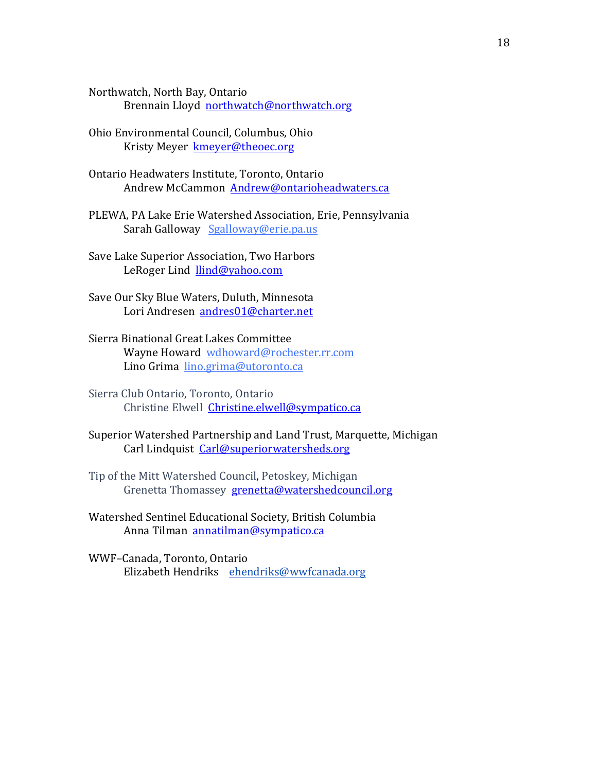Northwatch, North Bay, Ontario
Brennain Lloyd northwatch@northwatch.org

Ohio Environmental Council, Columbus, Ohio
Kristy Meyer kmeyer@theoec.org

Ontario Headwaters Institute, Toronto, Ontario
Andrew McCammon Andrew@ontarioheadwaters.ca

PLEWA, PA Lake Erie Watershed Association, Erie, Pennsylvania
Sarah Galloway Sgalloway@erie.pa.us

Save Lake Superior Association, Two Harbors
LeRoger Lind llind@yahoo.com

Save Our Sky Blue Waters, Duluth, Minnesota
Lori Andresen andres01@charter.net

Sierra Binational Great Lakes Committee
Wayne Howard wdhoward@rochester.rr.com
Lino Grima lino.grima@utoronto.ca

Sierra Club Ontario, Toronto, Ontario
Christine Elwell Christine.elwell@sympatico.ca

Superior Watershed Partnership and Land Trust, Marquette, Michigan
Carl Lindquist Carl@superiorwatersheds.org

Tip of the Mitt Watershed Council, Petoskey, Michigan
Grenetta Thomassey grenetta@watershedcouncil.org

Watershed Sentinel Educational Society, British Columbia
Anna Tilman annatilman@sympatico.ca

WWF–Canada, Toronto, Ontario
Elizabeth Hendriks ehendriks@wwfcanada.org